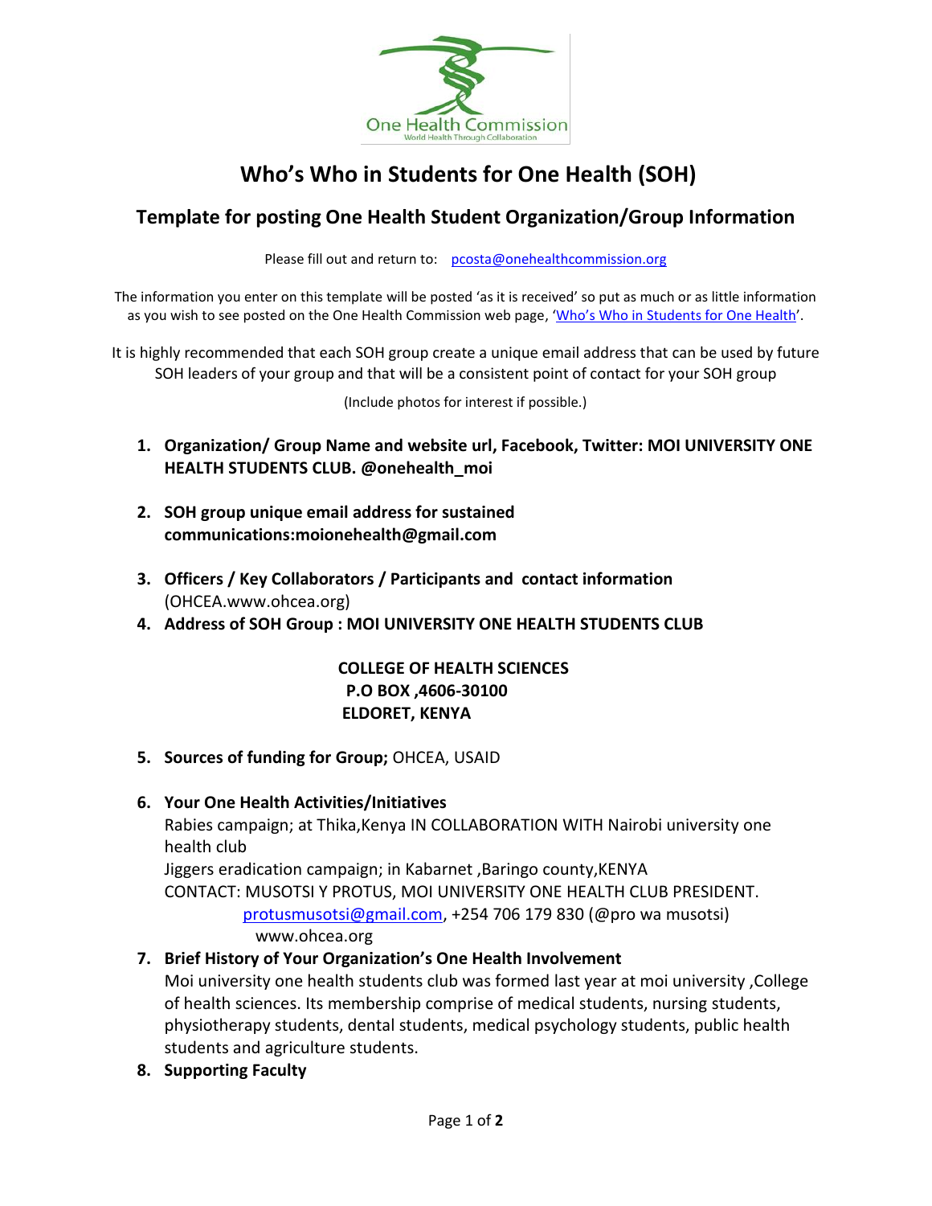# Who's Who in Students for One Health (SOH)

## Template for posting One Health Student Organization/Group Information

Please fill out and return to: pcosta@onehealthcommission.org

The information you enter on this template will be posted 'as it is received' so put as much or as little information as you wish to see posted on the One Health Commission web page, 'Who's Who in Students for One Health'.

It is highly recommended that each SOH group create a unique email address that can be used by future SOH leaders of your group and that will be a consistent point of contact for your SOH group

(Include photos for interest if possible.)

1. **Organization/ Group Name and website url, Facebook, Twitter: MOI UNIVERSITY ONE HEALTH STUDENTS CLUB. @onehealth_moi**

2. **SOH group unique email address for sustained communications:moionehealth@gmail.com**

3. **Officers / Key Collaborators / Participants and contact information** (OHCEA.www.ohcea.org)
4. **Address of SOH Group : MOI UNIVERSITY ONE HEALTH STUDENTS CLUB**

   **COLLEGE OF HEALTH SCIENCES**
   **P.O BOX ,4606-30100**
   **ELDORET, KENYA**

5. **Sources of funding for Group;** OHCEA, USAID

6. **Your One Health Activities/Initiatives**
   Rabies campaign; at Thika,Kenya IN COLLABORATION WITH Nairobi university one health club
   Jiggers eradication campaign; in Kabarnet ,Baringo county,KENYA
   CONTACT: MUSOTSI Y PROTUS, MOI UNIVERSITY ONE HEALTH CLUB PRESIDENT.
   protusmusotsi@gmail.com, +254 706 179 830 (@pro wa musotsi)
   www.ohcea.org
7. **Brief History of Your Organization's One Health Involvement**
   Moi university one health students club was formed last year at moi university ,College of health sciences. Its membership comprise of medical students, nursing students, physiotherapy students, dental students, medical psychology students, public health students and agriculture students.
8. **Supporting Faculty**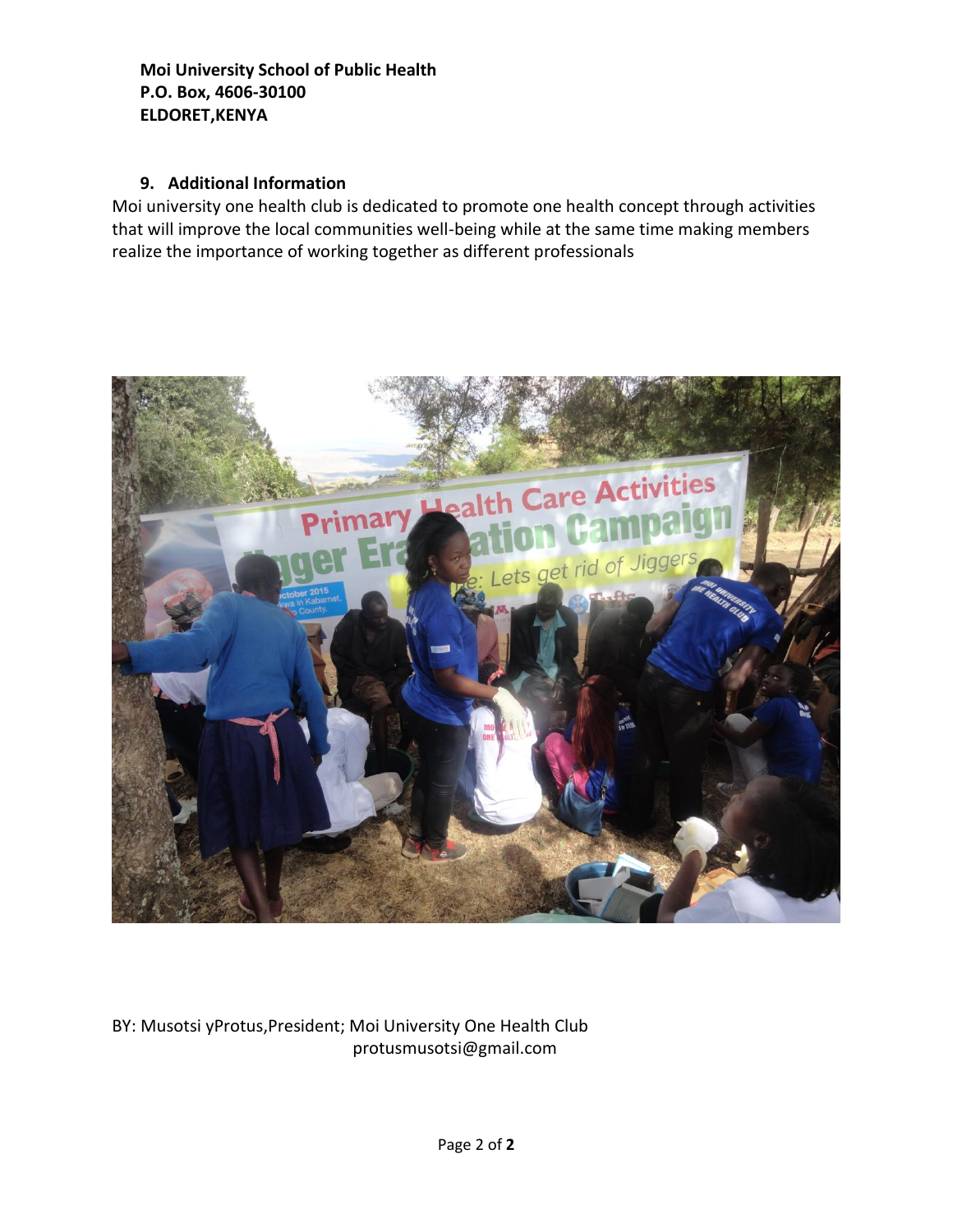**Moi University School of Public Health**
**P.O. Box, 4606-30100**
**ELDORET,KENYA**

## 9. Additional Information

Moi university one health club is dedicated to promote one health concept through activities that will improve the local communities well-being while at the same time making members realize the importance of working together as different professionals

BY: Musotsi yProtus,President; Moi University One Health Club
protusmusotsi@gmail.com